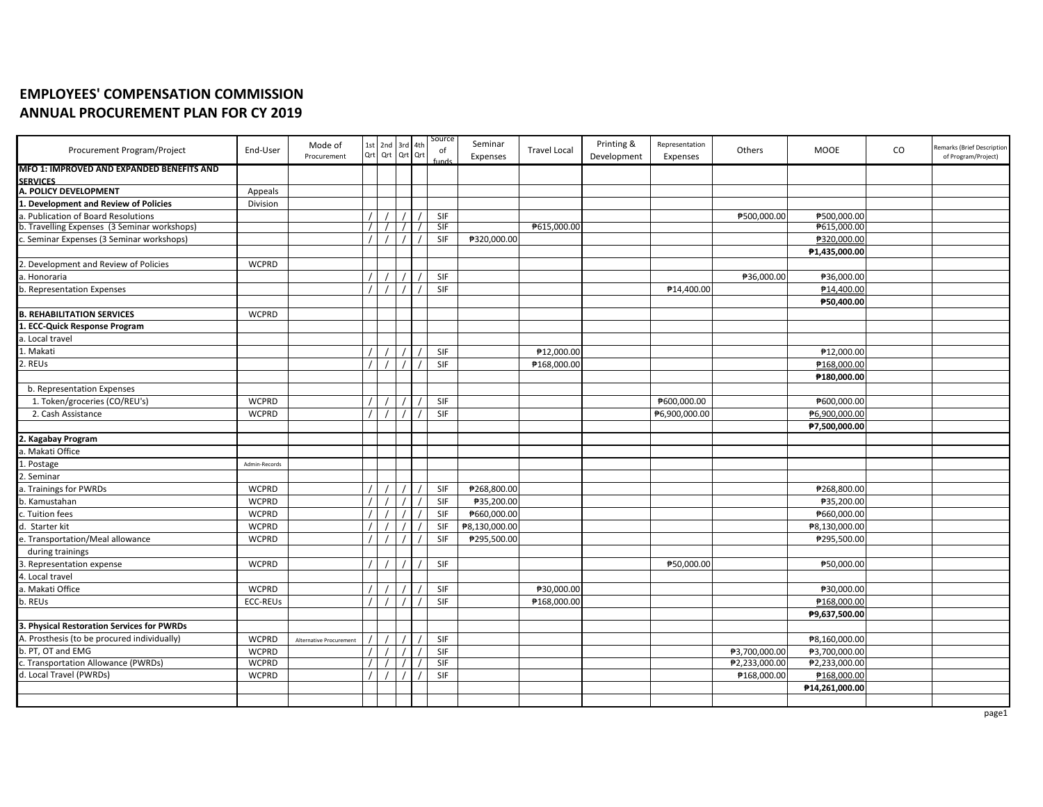## EMPLOYEES' COMPENSATION COMMISSION
## ANNUAL PROCUREMENT PLAN FOR CY 2019

| Procurement Program/Project | End-User | Mode of Procurement | 1st Qrt | 2nd Qrt | 3rd Qrt | 4th Qrt | Source of funds | Seminar Expenses | Travel Local | Printing & Development | Representation Expenses | Others | MOOE | CO | Remarks (Brief Description of Program/Project) |
|---|---|---|---|---|---|---|---|---|---|---|---|---|---|---|---|
| **MFO 1: IMPROVED AND EXPANDED BENEFITS AND SERVICES** | | | | | | | | | | | | | | | |
| **A. POLICY DEVELOPMENT** | Appeals | | | | | | | | | | | | | | |
| **1. Development and Review of Policies** | Division | | | | | | | | | | | | | | |
| a. Publication of Board Resolutions | | | / | / | / | / | SIF | | | | | ₱500,000.00 | ₱500,000.00 | | |
| b. Travelling Expenses (3 Seminar workshops) | | | / | / | / | / | SIF | | ₱615,000.00 | | | | ₱615,000.00 | | |
| c. Seminar Expenses (3 Seminar workshops) | | | / | / | / | / | SIF | ₱320,000.00 | | | | | ₱320,000.00 | | |
| | | | | | | | | | | | | | **₱1,435,000.00** | | |
| 2. Development and Review of Policies | WCPRD | | | | | | | | | | | | | | |
| a. Honoraria | | | / | / | / | / | SIF | | | | | ₱36,000.00 | ₱36,000.00 | | |
| b. Representation Expenses | | | / | / | / | / | SIF | | | | ₱14,400.00 | | ₱14,400.00 | | |
| | | | | | | | | | | | | | **₱50,400.00** | | |
| **B. REHABILITATION SERVICES** | WCPRD | | | | | | | | | | | | | | |
| **1. ECC-Quick Response Program** | | | | | | | | | | | | | | | |
| a. Local travel | | | | | | | | | | | | | | | |
| 1. Makati | | | / | / | / | / | SIF | | ₱12,000.00 | | | | ₱12,000.00 | | |
| 2. REUs | | | / | / | / | / | SIF | | ₱168,000.00 | | | | ₱168,000.00 | | |
| | | | | | | | | | | | | | **₱180,000.00** | | |
| b. Representation Expenses | | | | | | | | | | | | | | | |
| 1. Token/groceries (CO/REU's) | WCPRD | | / | / | / | / | SIF | | | | ₱600,000.00 | | ₱600,000.00 | | |
| 2. Cash Assistance | WCPRD | | / | / | / | / | SIF | | | | ₱6,900,000.00 | | ₱6,900,000.00 | | |
| | | | | | | | | | | | | | **₱7,500,000.00** | | |
| **2. Kagabay Program** | | | | | | | | | | | | | | | |
| a. Makati Office | | | | | | | | | | | | | | | |
| 1. Postage | Admin-Records | | | | | | | | | | | | | | |
| 2. Seminar | | | | | | | | | | | | | | | |
| a. Trainings for PWRDs | WCPRD | | / | / | / | / | SIF | ₱268,800.00 | | | | | ₱268,800.00 | | |
| b. Kamustahan | WCPRD | | / | / | / | / | SIF | ₱35,200.00 | | | | | ₱35,200.00 | | |
| c. Tuition fees | WCPRD | | / | / | / | / | SIF | ₱660,000.00 | | | | | ₱660,000.00 | | |
| d. Starter kit | WCPRD | | / | / | / | / | SIF | ₱8,130,000.00 | | | | | ₱8,130,000.00 | | |
| e. Transportation/Meal allowance during trainings | WCPRD | | / | / | / | / | SIF | ₱295,500.00 | | | | | ₱295,500.00 | | |
| 3. Representation expense | WCPRD | | / | / | / | / | SIF | | | | ₱50,000.00 | | ₱50,000.00 | | |
| 4. Local travel | | | | | | | | | | | | | | | |
| a. Makati Office | WCPRD | | / | / | / | / | SIF | | ₱30,000.00 | | | | ₱30,000.00 | | |
| b. REUs | ECC-REUs | | / | / | / | / | SIF | | ₱168,000.00 | | | | ₱168,000.00 | | |
| | | | | | | | | | | | | | **₱9,637,500.00** | | |
| **3. Physical Restoration Services for PWRDs** | | | | | | | | | | | | | | | |
| A. Prosthesis (to be procured individually) | WCPRD | Alternative Procurement | / | / | / | / | SIF | | | | | | ₱8,160,000.00 | | |
| b. PT, OT and EMG | WCPRD | | / | / | / | / | SIF | | | | | ₱3,700,000.00 | ₱3,700,000.00 | | |
| c. Transportation Allowance (PWRDs) | WCPRD | | / | / | / | / | SIF | | | | | ₱2,233,000.00 | ₱2,233,000.00 | | |
| d. Local Travel (PWRDs) | WCPRD | | / | / | / | / | SIF | | | | | ₱168,000.00 | ₱168,000.00 | | |
| | | | | | | | | | | | | | **₱14,261,000.00** | | |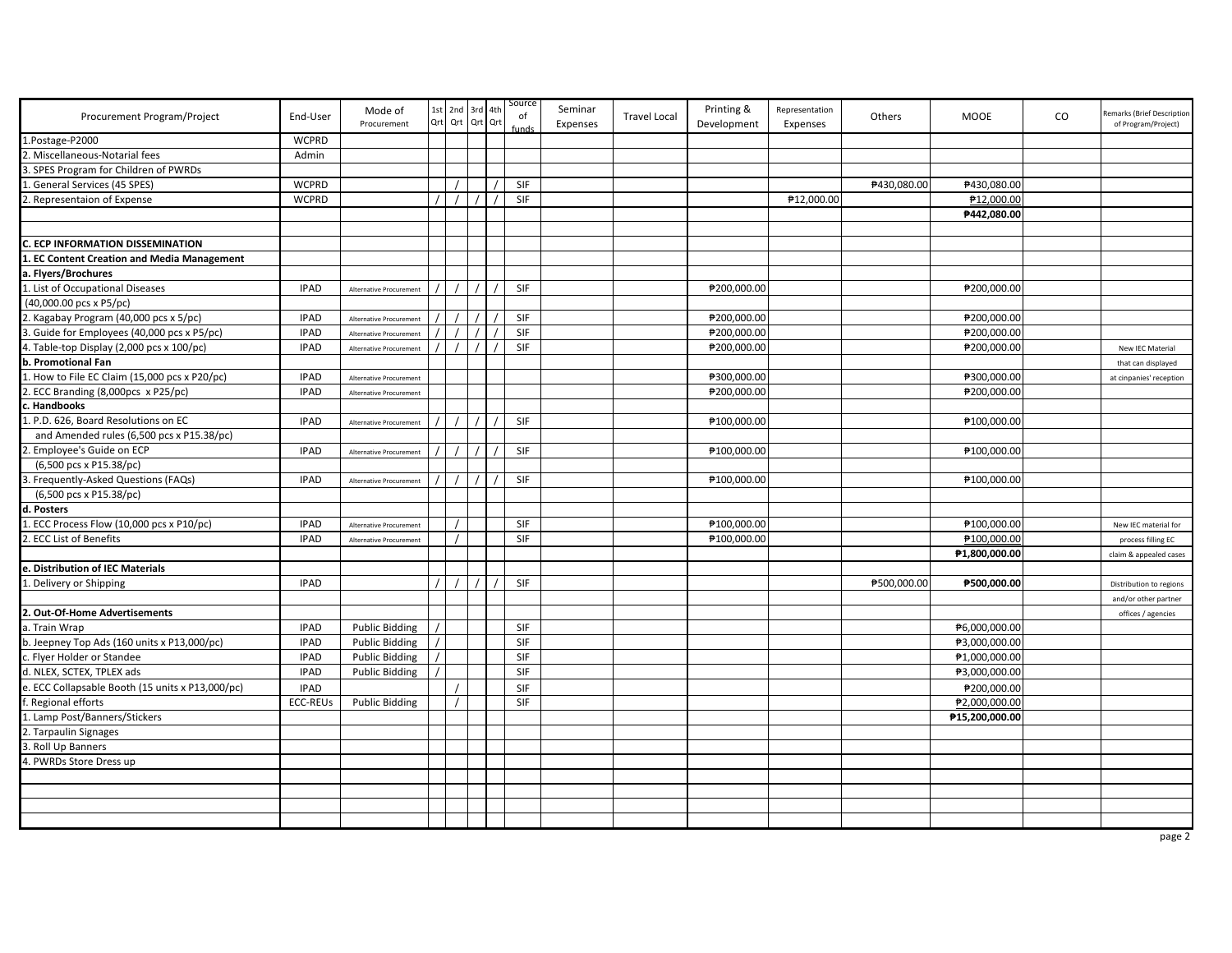| Procurement Program/Project | End-User | Mode of Procurement | 1st Qrt | 2nd Qrt | 3rd Qrt | 4th Qrt | Source of funds | Seminar Expenses | Travel Local | Printing & Development | Representation Expenses | Others | MOOE | CO | Remarks (Brief Description of Program/Project) |
|---|---|---|---|---|---|---|---|---|---|---|---|---|---|---|---|
| 1.Postage-P2000 | WCPRD | | | | | | | | | | | | | | |
| 2. Miscellaneous-Notarial fees | Admin | | | | | | | | | | | | | | |
| 3. SPES Program for Children of PWRDs | | | | | | | | | | | | | | | |
| 1. General Services (45 SPES) | WCPRD | | | / | | / | SIF | | | | | ₱430,080.00 | ₱430,080.00 | | |
| 2. Representaion of Expense | WCPRD | | / | / | / | / | SIF | | | | ₱12,000.00 | | ₱12,000.00 | | |
| | | | | | | | | | | | | | **₱442,080.00** | | |
| | | | | | | | | | | | | | | | |
| **C. ECP INFORMATION DISSEMINATION** | | | | | | | | | | | | | | | |
| **1. EC Content Creation and Media Management** | | | | | | | | | | | | | | | |
| **a. Flyers/Brochures** | | | | | | | | | | | | | | | |
| 1. List of Occupational Diseases | IPAD | Alternative Procurement | / | / | / | / | SIF | | | ₱200,000.00 | | | ₱200,000.00 | | |
| (40,000.00 pcs x P5/pc) | | | | | | | | | | | | | | | |
| 2. Kagabay Program (40,000 pcs x 5/pc) | IPAD | Alternative Procurement | / | / | / | / | SIF | | | ₱200,000.00 | | | ₱200,000.00 | | |
| 3. Guide for Employees (40,000 pcs x P5/pc) | IPAD | Alternative Procurement | / | / | / | / | SIF | | | ₱200,000.00 | | | ₱200,000.00 | | |
| 4. Table-top Display (2,000 pcs x 100/pc) | IPAD | Alternative Procurement | / | / | / | / | SIF | | | ₱200,000.00 | | | ₱200,000.00 | | New IEC Material |
| **b. Promotional Fan** | | | | | | | | | | | | | | | that can displayed |
| 1. How to File EC Claim (15,000 pcs x P20/pc) | IPAD | Alternative Procurement | | | | | | | | ₱300,000.00 | | | ₱300,000.00 | | at cinpanies' reception |
| 2. ECC Branding (8,000pcs x P25/pc) | IPAD | Alternative Procurement | | | | | | | | ₱200,000.00 | | | ₱200,000.00 | | |
| **c. Handbooks** | | | | | | | | | | | | | | | |
| 1. P.D. 626, Board Resolutions on EC | IPAD | Alternative Procurement | / | / | / | / | SIF | | | ₱100,000.00 | | | ₱100,000.00 | | |
| and Amended rules (6,500 pcs x P15.38/pc) | | | | | | | | | | | | | | | |
| 2. Employee's Guide on ECP | IPAD | Alternative Procurement | / | / | / | / | SIF | | | ₱100,000.00 | | | ₱100,000.00 | | |
| (6,500 pcs x P15.38/pc) | | | | | | | | | | | | | | | |
| 3. Frequently-Asked Questions (FAQs) | IPAD | Alternative Procurement | / | / | / | / | SIF | | | ₱100,000.00 | | | ₱100,000.00 | | |
| (6,500 pcs x P15.38/pc) | | | | | | | | | | | | | | | |
| **d. Posters** | | | | | | | | | | | | | | | |
| 1. ECC Process Flow (10,000 pcs x P10/pc) | IPAD | Alternative Procurement | | / | | | SIF | | | ₱100,000.00 | | | ₱100,000.00 | | New IEC material for |
| 2. ECC List of Benefits | IPAD | Alternative Procurement | | / | | | SIF | | | ₱100,000.00 | | | ₱100,000.00 | | process filling EC |
| | | | | | | | | | | | | | **₱1,800,000.00** | | claim & appealed cases |
| **e. Distribution of IEC Materials** | | | | | | | | | | | | | | | |
| 1. Delivery or Shipping | IPAD | | / | / | / | / | SIF | | | | | ₱500,000.00 | **₱500,000.00** | | Distribution to regions |
| | | | | | | | | | | | | | | | and/or other partner |
| **2. Out-Of-Home Advertisements** | | | | | | | | | | | | | | | offices / agencies |
| a. Train Wrap | IPAD | Public Bidding | / | | | | SIF | | | | | | ₱6,000,000.00 | | |
| b. Jeepney Top Ads (160 units x P13,000/pc) | IPAD | Public Bidding | / | | | | SIF | | | | | | ₱3,000,000.00 | | |
| c. Flyer Holder or Standee | IPAD | Public Bidding | / | | | | SIF | | | | | | ₱1,000,000.00 | | |
| d. NLEX, SCTEX, TPLEX ads | IPAD | Public Bidding | / | | | | SIF | | | | | | ₱3,000,000.00 | | |
| e. ECC Collapsable Booth (15 units x P13,000/pc) | IPAD | | | / | | | SIF | | | | | | ₱200,000.00 | | |
| f. Regional efforts | ECC-REUs | Public Bidding | | / | | | SIF | | | | | | ₱2,000,000.00 | | |
| 1. Lamp Post/Banners/Stickers | | | | | | | | | | | | | **₱15,200,000.00** | | |
| 2. Tarpaulin Signages | | | | | | | | | | | | | | | |
| 3. Roll Up Banners | | | | | | | | | | | | | | | |
| 4. PWRDs Store Dress up | | | | | | | | | | | | | | | |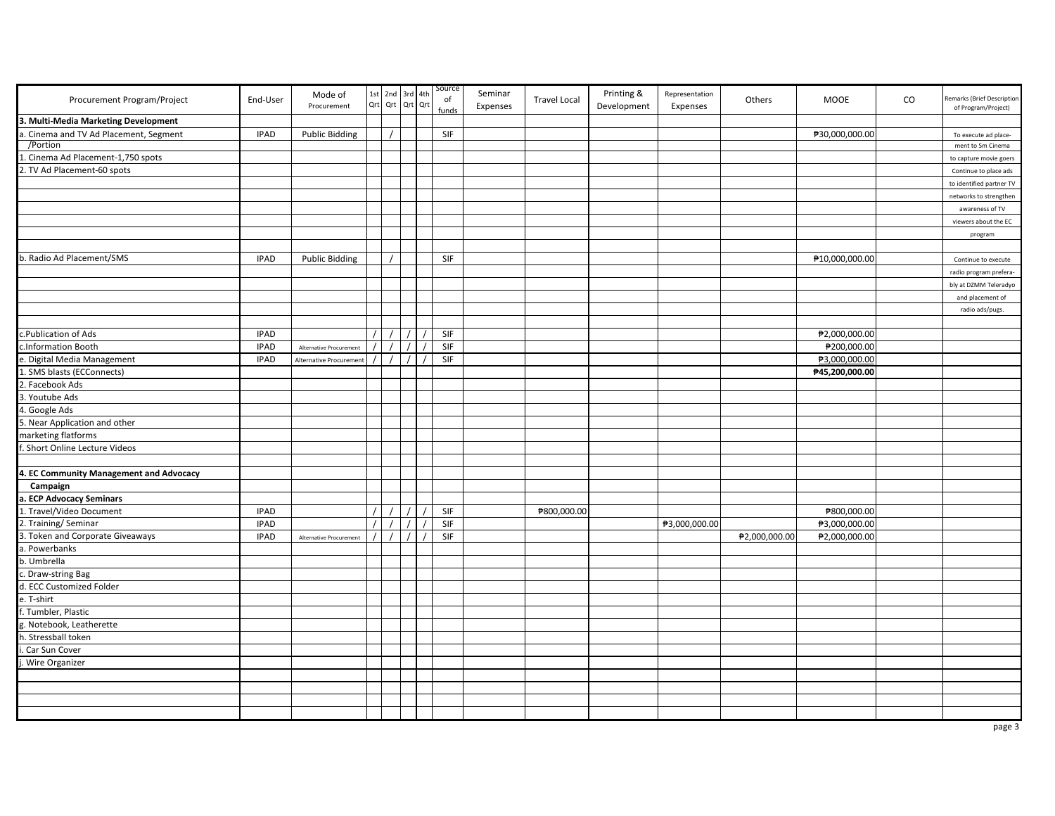| Procurement Program/Project | End-User | Mode of Procurement | 1st Qrt | 2nd Qrt | 3rd Qrt | 4th Qrt | Source of funds | Seminar Expenses | Travel Local | Printing & Development | Representation Expenses | Others | MOOE | CO | Remarks (Brief Description of Program/Project) |
|---|---|---|---|---|---|---|---|---|---|---|---|---|---|---|---|
| **3. Multi-Media Marketing Development** | | | | | | | | | | | | | | | |
| a. Cinema and TV Ad Placement, Segment /Portion | IPAD | Public Bidding | | / | | | SIF | | | | | | ₱30,000,000.00 | | To execute ad place-ment to Sm Cinema |
| 1. Cinema Ad Placement-1,750 spots | | | | | | | | | | | | | | | to capture movie goers |
| 2. TV Ad Placement-60 spots | | | | | | | | | | | | | | | Continue to place ads |
| | | | | | | | | | | | | | | | to identified partner TV |
| | | | | | | | | | | | | | | | networks to strengthen |
| | | | | | | | | | | | | | | | awareness of TV |
| | | | | | | | | | | | | | | | viewers about the EC |
| | | | | | | | | | | | | | | | program |
| b. Radio Ad Placement/SMS | IPAD | Public Bidding | | / | | | SIF | | | | | | ₱10,000,000.00 | | Continue to execute |
| | | | | | | | | | | | | | | | radio program prefera- |
| | | | | | | | | | | | | | | | bly at DZMM Teleradyo |
| | | | | | | | | | | | | | | | and placement of |
| | | | | | | | | | | | | | | | radio ads/pugs. |
| c.Publication of Ads | IPAD | | / | / | / | / | SIF | | | | | | ₱2,000,000.00 | | |
| c.Information Booth | IPAD | Alternative Procurement | / | / | / | / | SIF | | | | | | ₱200,000.00 | | |
| e. Digital Media Management | IPAD | Alternative Procurement | / | / | / | / | SIF | | | | | | ₱3,000,000.00 | | |
| 1. SMS blasts (ECConnects) | | | | | | | | | | | | | **₱45,200,000.00** | | |
| 2. Facebook Ads | | | | | | | | | | | | | | | |
| 3. Youtube Ads | | | | | | | | | | | | | | | |
| 4. Google Ads | | | | | | | | | | | | | | | |
| 5. Near Application and other marketing flatforms | | | | | | | | | | | | | | | |
| f. Short Online Lecture Videos | | | | | | | | | | | | | | | |
| **4. EC Community Management and Advocacy Campaign** | | | | | | | | | | | | | | | |
| **a. ECP Advocacy Seminars** | | | | | | | | | | | | | | | |
| 1. Travel/Video Document | IPAD | | / | / | / | / | SIF | | ₱800,000.00 | | | | ₱800,000.00 | | |
| 2. Training/ Seminar | IPAD | | / | / | / | / | SIF | | | | ₱3,000,000.00 | | ₱3,000,000.00 | | |
| 3. Token and Corporate Giveaways | IPAD | Alternative Procurement | / | / | / | / | SIF | | | | | ₱2,000,000.00 | ₱2,000,000.00 | | |
| a. Powerbanks | | | | | | | | | | | | | | | |
| b. Umbrella | | | | | | | | | | | | | | | |
| c. Draw-string Bag | | | | | | | | | | | | | | | |
| d. ECC Customized Folder | | | | | | | | | | | | | | | |
| e. T-shirt | | | | | | | | | | | | | | | |
| f. Tumbler, Plastic | | | | | | | | | | | | | | | |
| g. Notebook, Leatherette | | | | | | | | | | | | | | | |
| h. Stressball token | | | | | | | | | | | | | | | |
| i. Car Sun Cover | | | | | | | | | | | | | | | |
| j. Wire Organizer | | | | | | | | | | | | | | | |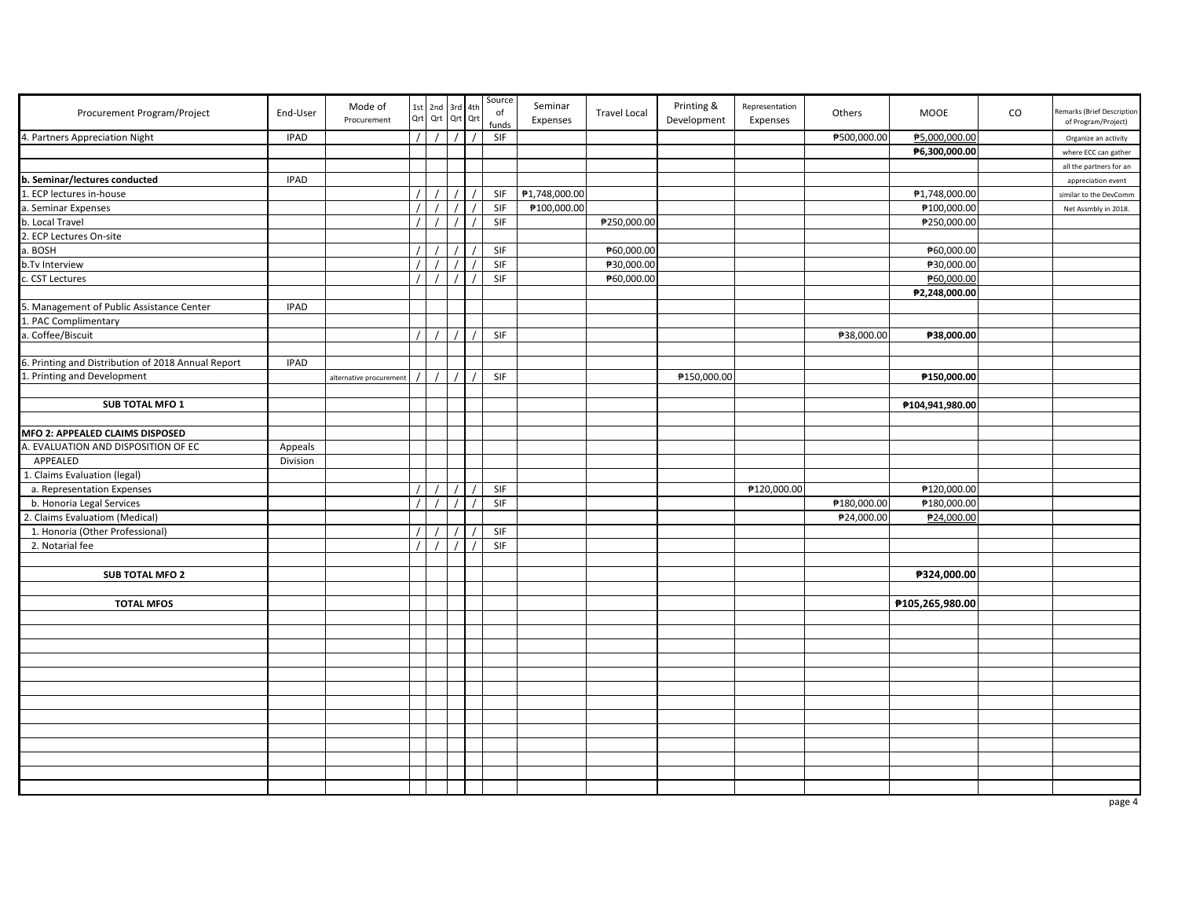| Procurement Program/Project | End-User | Mode of Procurement | 1st Qrt | 2nd Qrt | 3rd Qrt | 4th Qrt | Source of funds | Seminar Expenses | Travel Local | Printing & Development | Representation Expenses | Others | MOOE | CO | Remarks (Brief Description of Program/Project) |
|---|---|---|---|---|---|---|---|---|---|---|---|---|---|---|---|
| 4. Partners Appreciation Night | IPAD | | / | / | / | / | SIF | | | | | ₱500,000.00 | ₱5,000,000.00 | | Organize an activity |
| | | | | | | | | | | | | | **₱6,300,000.00** | | where ECC can gather |
| | | | | | | | | | | | | | | | all the partners for an |
| **b. Seminar/lectures conducted** | IPAD | | | | | | | | | | | | | | appreciation event |
| 1. ECP lectures in-house | | | / | / | / | / | SIF | ₱1,748,000.00 | | | | | ₱1,748,000.00 | | similar to the DevComm |
| a. Seminar Expenses | | | / | / | / | / | SIF | ₱100,000.00 | | | | | ₱100,000.00 | | Net Assmbly in 2018. |
| b. Local Travel | | | / | / | / | / | SIF | | ₱250,000.00 | | | | ₱250,000.00 | | |
| 2. ECP Lectures On-site | | | | | | | | | | | | | | | |
| a. BOSH | | | / | / | / | / | SIF | | ₱60,000.00 | | | | ₱60,000.00 | | |
| b.Tv Interview | | | / | / | / | / | SIF | | ₱30,000.00 | | | | ₱30,000.00 | | |
| c. CST Lectures | | | / | / | / | / | SIF | | ₱60,000.00 | | | | ₱60,000.00 | | |
| | | | | | | | | | | | | | **₱2,248,000.00** | | |
| 5. Management of Public Assistance Center | IPAD | | | | | | | | | | | | | | |
| 1. PAC Complimentary | | | | | | | | | | | | | | | |
| a. Coffee/Biscuit | | | / | / | / | / | SIF | | | | | ₱38,000.00 | **₱38,000.00** | | |
| | | | | | | | | | | | | | | | |
| 6. Printing and Distribution of 2018 Annual Report | IPAD | | | | | | | | | | | | | | |
| 1. Printing and Development | | alternative procurement | / | / | / | / | SIF | | | ₱150,000.00 | | | **₱150,000.00** | | |
| | | | | | | | | | | | | | | | |
| **SUB TOTAL MFO 1** | | | | | | | | | | | | | **₱104,941,980.00** | | |
| | | | | | | | | | | | | | | | |
| **MFO 2: APPEALED CLAIMS DISPOSED** | | | | | | | | | | | | | | | |
| A. EVALUATION AND DISPOSITION OF EC | Appeals | | | | | | | | | | | | | | |
| APPEALED | Division | | | | | | | | | | | | | | |
| 1. Claims Evaluation (legal) | | | | | | | | | | | | | | | |
| a. Representation Expenses | | | / | / | / | / | SIF | | | | ₱120,000.00 | | ₱120,000.00 | | |
| b. Honoria Legal Services | | | / | / | / | / | SIF | | | | | ₱180,000.00 | ₱180,000.00 | | |
| 2. Claims Evaluatiom (Medical) | | | | | | | | | | | | ₱24,000.00 | ₱24,000.00 | | |
| 1. Honoria (Other Professional) | | | / | / | / | / | SIF | | | | | | | | |
| 2. Notarial fee | | | / | / | / | / | SIF | | | | | | | | |
| | | | | | | | | | | | | | | | |
| **SUB TOTAL MFO 2** | | | | | | | | | | | | | **₱324,000.00** | | |
| | | | | | | | | | | | | | | | |
| **TOTAL MFOS** | | | | | | | | | | | | | **₱105,265,980.00** | | |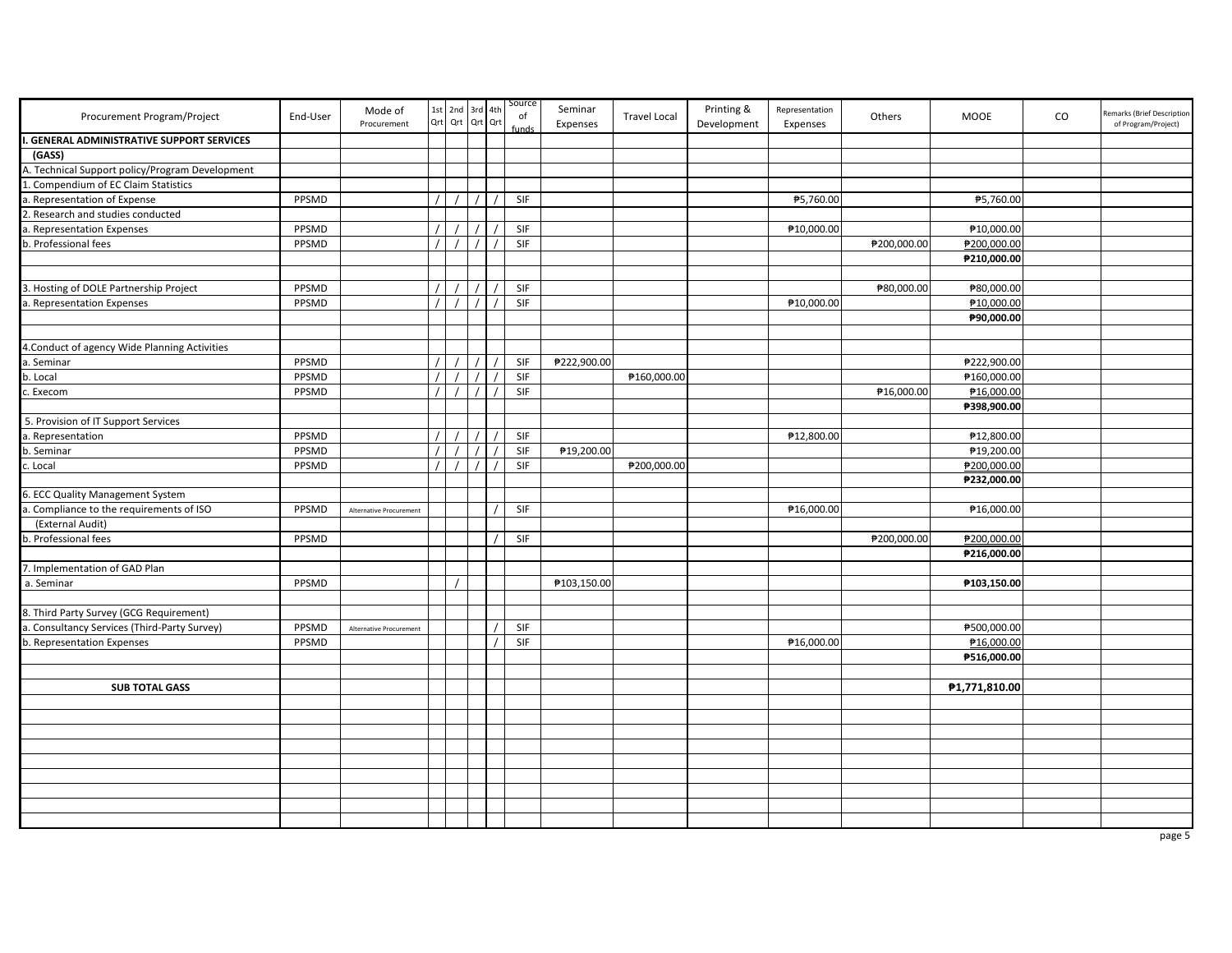| Procurement Program/Project | End-User | Mode of Procurement | 1st Qrt | 2nd Qrt | 3rd Qrt | 4th Qrt | Source of funds | Seminar Expenses | Travel Local | Printing & Development | Representation Expenses | Others | MOOE | CO | Remarks (Brief Description of Program/Project) |
|---|---|---|---|---|---|---|---|---|---|---|---|---|---|---|---|
| **I. GENERAL ADMINISTRATIVE SUPPORT SERVICES** | | | | | | | | | | | | | | | |
| **(GASS)** | | | | | | | | | | | | | | | |
| A. Technical Support policy/Program Development | | | | | | | | | | | | | | | |
| 1. Compendium of EC Claim Statistics | | | | | | | | | | | | | | | |
| a. Representation of Expense | PPSMD | | / | / | / | / | SIF | | | | ₱5,760.00 | | ₱5,760.00 | | |
| 2. Research and studies conducted | | | | | | | | | | | | | | | |
| a. Representation Expenses | PPSMD | | / | / | / | / | SIF | | | | ₱10,000.00 | | ₱10,000.00 | | |
| b. Professional fees | PPSMD | | / | / | / | / | SIF | | | | | ₱200,000.00 | ₱200,000.00 | | |
| | | | | | | | | | | | | | **₱210,000.00** | | |
| | | | | | | | | | | | | | | | |
| 3. Hosting of DOLE Partnership Project | PPSMD | | / | / | / | / | SIF | | | | | ₱80,000.00 | ₱80,000.00 | | |
| a. Representation Expenses | PPSMD | | / | / | / | / | SIF | | | | ₱10,000.00 | | ₱10,000.00 | | |
| | | | | | | | | | | | | | **₱90,000.00** | | |
| | | | | | | | | | | | | | | | |
| 4.Conduct of agency Wide Planning Activities | | | | | | | | | | | | | | | |
| a. Seminar | PPSMD | | / | / | / | / | SIF | ₱222,900.00 | | | | | ₱222,900.00 | | |
| b. Local | PPSMD | | / | / | / | / | SIF | | ₱160,000.00 | | | | ₱160,000.00 | | |
| c. Execom | PPSMD | | / | / | / | / | SIF | | | | | ₱16,000.00 | ₱16,000.00 | | |
| | | | | | | | | | | | | | **₱398,900.00** | | |
| 5. Provision of IT Support Services | | | | | | | | | | | | | | | |
| a. Representation | PPSMD | | / | / | / | / | SIF | | | | ₱12,800.00 | | ₱12,800.00 | | |
| b. Seminar | PPSMD | | / | / | / | / | SIF | ₱19,200.00 | | | | | ₱19,200.00 | | |
| c. Local | PPSMD | | / | / | / | / | SIF | | ₱200,000.00 | | | | ₱200,000.00 | | |
| | | | | | | | | | | | | | **₱232,000.00** | | |
| 6. ECC Quality Management System | | | | | | | | | | | | | | | |
| a. Compliance to the requirements of ISO | PPSMD | Alternative Procurement | | | | / | SIF | | | | ₱16,000.00 | | ₱16,000.00 | | |
| (External Audit) | | | | | | | | | | | | | | | |
| b. Professional fees | PPSMD | | | | | / | SIF | | | | | ₱200,000.00 | ₱200,000.00 | | |
| | | | | | | | | | | | | | **₱216,000.00** | | |
| 7. Implementation of GAD Plan | | | | | | | | | | | | | | | |
| a. Seminar | PPSMD | | | / | | | | ₱103,150.00 | | | | | **₱103,150.00** | | |
| | | | | | | | | | | | | | | | |
| 8. Third Party Survey (GCG Requirement) | | | | | | | | | | | | | | | |
| a. Consultancy Services (Third-Party Survey) | PPSMD | Alternative Procurement | | | | / | SIF | | | | | | ₱500,000.00 | | |
| b. Representation Expenses | PPSMD | | | | | / | SIF | | | | ₱16,000.00 | | ₱16,000.00 | | |
| | | | | | | | | | | | | | **₱516,000.00** | | |
| | | | | | | | | | | | | | | | |
| **SUB TOTAL GASS** | | | | | | | | | | | | | **₱1,771,810.00** | | |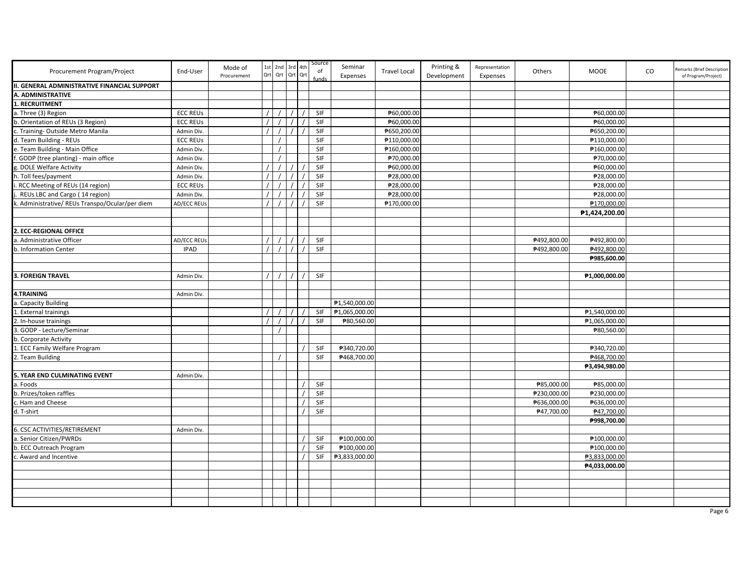| Procurement Program/Project | End-User | Mode of Procurement | 1st Qrt | 2nd Qrt | 3rd Qrt | 4th Qrt | Source of funds | Seminar Expenses | Travel Local | Printing & Development | Representation Expenses | Others | MOOE | CO | Remarks (Brief Description of Program/Project) |
|---|---|---|---|---|---|---|---|---|---|---|---|---|---|---|---|
| **II. GENERAL ADMINISTRATIVE FINANCIAL SUPPORT** | | | | | | | | | | | | | | | |
| **A. ADMINISTRATIVE** | | | | | | | | | | | | | | | |
| **1. RECRUITMENT** | | | | | | | | | | | | | | | |
| a. Three (3) Region | ECC REUs | | / | / | / | / | SIF | | ₱60,000.00 | | | | ₱60,000.00 | | |
| b. Orientation of REUs (3 Region) | ECC REUs | | / | / | / | / | SIF | | ₱60,000.00 | | | | ₱60,000.00 | | |
| c. Training- Outside Metro Manila | Admin Div. | | / | / | / | / | SIF | | ₱650,200.00 | | | | ₱650,200.00 | | |
| d. Team Building - REUs | ECC REUs | | | / | | | SIF | | ₱110,000.00 | | | | ₱110,000.00 | | |
| e. Team Building - Main Office | Admin Div. | | | / | | | SIF | | ₱160,000.00 | | | | ₱160,000.00 | | |
| f. GODP (tree planting) - main office | Admin Div. | | | / | | | SIF | | ₱70,000.00 | | | | ₱70,000.00 | | |
| g. DOLE Welfare Activity | Admin Div. | | / | / | / | / | SIF | | ₱60,000.00 | | | | ₱60,000.00 | | |
| h. Toll fees/payment | Admin Div. | | / | / | / | / | SIF | | ₱28,000.00 | | | | ₱28,000.00 | | |
| i. RCC Meeting of REUs (14 region) | ECC REUs | | / | / | / | / | SIF | | ₱28,000.00 | | | | ₱28,000.00 | | |
| j. REUs LBC and Cargo ( 14 region) | Admin Div. | | / | / | / | / | SIF | | ₱28,000.00 | | | | ₱28,000.00 | | |
| k. Administrative/ REUs Transpo/Ocular/per diem | AD/ECC REUs | | / | / | / | / | SIF | | ₱170,000.00 | | | | ₱170,000.00 | | |
| | | | | | | | | | | | | | **₱1,424,200.00** | | |
| | | | | | | | | | | | | | | | |
| **2. ECC-REGIONAL OFFICE** | | | | | | | | | | | | | | | |
| a. Administrative Officer | AD/ECC REUs | | / | / | / | / | SIF | | | | | ₱492,800.00 | ₱492,800.00 | | |
| b. Information Center | IPAD | | / | / | / | / | SIF | | | | | ₱492,800.00 | ₱492,800.00 | | |
| | | | | | | | | | | | | | **₱985,600.00** | | |
| | | | | | | | | | | | | | | | |
| **3. FOREIGN TRAVEL** | Admin Div. | | / | / | / | / | SIF | | | | | | **₱1,000,000.00** | | |
| | | | | | | | | | | | | | | | |
| **4.TRAINING** | Admin Div. | | | | | | | | | | | | | | |
| a. Capacity Building | | | | | | | | ₱1,540,000.00 | | | | | | | |
| 1. External trainings | | | / | / | / | / | SIF | ₱1,065,000.00 | | | | | ₱1,540,000.00 | | |
| 2. In-house trainings | | | / | / | / | / | SIF | ₱80,560.00 | | | | | ₱1,065,000.00 | | |
| 3. GODP - Lecture/Seminar | | | | / | | | | | | | | | ₱80,560.00 | | |
| b. Corporate Activity | | | | | | | | | | | | | | | |
| 1. ECC Family Welfare Program | | | | | | / | SIF | ₱340,720.00 | | | | | ₱340,720.00 | | |
| 2. Team Building | | | | / | | | SIF | ₱468,700.00 | | | | | ₱468,700.00 | | |
| | | | | | | | | | | | | | **₱3,494,980.00** | | |
| **5. YEAR END CULMINATING EVENT** | Admin Div. | | | | | | | | | | | | | | |
| a. Foods | | | | | | / | SIF | | | | | ₱85,000.00 | ₱85,000.00 | | |
| b. Prizes/token raffles | | | | | | / | SIF | | | | | ₱230,000.00 | ₱230,000.00 | | |
| c. Ham and Cheese | | | | | | / | SIF | | | | | ₱636,000.00 | ₱636,000.00 | | |
| d. T-shirt | | | | | | / | SIF | | | | | ₱47,700.00 | ₱47,700.00 | | |
| | | | | | | | | | | | | | **₱998,700.00** | | |
| 6. CSC ACTIVITIES/RETIREMENT | Admin Div. | | | | | | | | | | | | | | |
| a. Senior Citizen/PWRDs | | | | | | / | SIF | ₱100,000.00 | | | | | ₱100,000.00 | | |
| b. ECC Outreach Program | | | | | | / | SIF | ₱100,000.00 | | | | | ₱100,000.00 | | |
| c. Award and Incentive | | | | | | / | SIF | ₱3,833,000.00 | | | | | ₱3,833,000.00 | | |
| | | | | | | | | | | | | | **₱4,033,000.00** | | |
| | | | | | | | | | | | | | | | |
| | | | | | | | | | | | | | | | |
| | | | | | | | | | | | | | | | |
| | | | | | | | | | | | | | | | |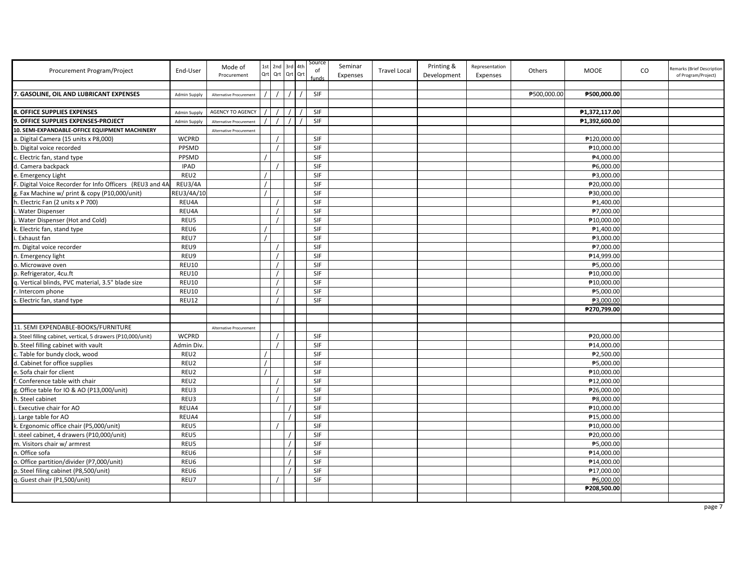| Procurement Program/Project | End-User | Mode of Procurement | 1st Qrt | 2nd Qrt | 3rd Qrt | 4th Qrt | Source of funds | Seminar Expenses | Travel Local | Printing & Development | Representation Expenses | Others | MOOE | CO | Remarks (Brief Description of Program/Project) |
|---|---|---|---|---|---|---|---|---|---|---|---|---|---|---|---|
| | | | | | | | | | | | | | | | |
| **7. GASOLINE, OIL AND LUBRICANT EXPENSES** | Admin Supply | Alternative Procurement | / | / | / | / | SIF | | | | | ₱500,000.00 | **₱500,000.00** | | |
| | | | | | | | | | | | | | | | |
| **8. OFFICE SUPPLIES EXPENSES** | Admin Supply | AGENCY TO AGENCY | / | / | / | / | SIF | | | | | | **₱1,372,117.00** | | |
| **9. OFFICE SUPPLIES EXPENSES-PROJECT** | Admin Supply | Alternative Procurement | / | / | / | / | SIF | | | | | | **₱1,392,600.00** | | |
| **10. SEMI-EXPANDABLE-OFFICE EQUIPMENT MACHINERY** | | Alternative Procurement | | | | | | | | | | | | | |
| a. Digital Camera (15 units x P8,000) | WCPRD | | | / | | | SIF | | | | | | ₱120,000.00 | | |
| b. Digital voice recorded | PPSMD | | | / | | | SIF | | | | | | ₱10,000.00 | | |
| c. Electric fan, stand type | PPSMD | | / | | | | SIF | | | | | | ₱4,000.00 | | |
| d. Camera backpack | IPAD | | | / | | | SIF | | | | | | ₱6,000.00 | | |
| e. Emergency Light | REU2 | | / | | | | SIF | | | | | | ₱3,000.00 | | |
| F. Digital Voice Recorder for Info Officers (REU3 and 4A | REU3/4A | | / | | | | SIF | | | | | | ₱20,000.00 | | |
| g. Fax Machine w/ print & copy (P10,000/unit) | REU3/4A/10 | | / | | | | SIF | | | | | | ₱30,000.00 | | |
| h. Electric Fan (2 units x P 700) | REU4A | | | / | | | SIF | | | | | | ₱1,400.00 | | |
| i. Water Dispenser | REU4A | | | / | | | SIF | | | | | | ₱7,000.00 | | |
| j. Water Dispenser (Hot and Cold) | REU5 | | | / | | | SIF | | | | | | ₱10,000.00 | | |
| k. Electric fan, stand type | REU6 | | / | | | | SIF | | | | | | ₱1,400.00 | | |
| i. Exhaust fan | REU7 | | / | | | | SIF | | | | | | ₱3,000.00 | | |
| m. Digital voice recorder | REU9 | | | / | | | SIF | | | | | | ₱7,000.00 | | |
| n. Emergency light | REU9 | | | / | | | SIF | | | | | | ₱14,999.00 | | |
| o. Microwave oven | REU10 | | | / | | | SIF | | | | | | ₱5,000.00 | | |
| p. Refrigerator, 4cu.ft | REU10 | | | / | | | SIF | | | | | | ₱10,000.00 | | |
| q. Vertical blinds, PVC material, 3.5" blade size | REU10 | | | / | | | SIF | | | | | | ₱10,000.00 | | |
| r. Intercom phone | REU10 | | | / | | | SIF | | | | | | ₱5,000.00 | | |
| s. Electric fan, stand type | REU12 | | | / | | | SIF | | | | | | ₱3,000.00 | | |
| | | | | | | | | | | | | | **₱270,799.00** | | |
| | | | | | | | | | | | | | | | |
| 11. SEMI EXPENDABLE-BOOKS/FURNITURE | | Alternative Procurement | | | | | | | | | | | | | |
| a. Steel filling cabinet, vertical, 5 drawers (P10,000/unit) | WCPRD | | | / | | | SIF | | | | | | ₱20,000.00 | | |
| b. Steel filling cabinet with vault | Admin Div. | | | / | | | SIF | | | | | | ₱14,000.00 | | |
| c. Table for bundy clock, wood | REU2 | | / | | | | SIF | | | | | | ₱2,500.00 | | |
| d. Cabinet for office supplies | REU2 | | / | | | | SIF | | | | | | ₱5,000.00 | | |
| e. Sofa chair for client | REU2 | | / | | | | SIF | | | | | | ₱10,000.00 | | |
| f. Conference table with chair | REU2 | | | / | | | SIF | | | | | | ₱12,000.00 | | |
| g. Office table for IO & AO (P13,000/unit) | REU3 | | | / | | | SIF | | | | | | ₱26,000.00 | | |
| h. Steel cabinet | REU3 | | | / | | | SIF | | | | | | ₱8,000.00 | | |
| i. Executive chair for AO | REUA4 | | | | / | | SIF | | | | | | ₱10,000.00 | | |
| j. Large table for AO | REUA4 | | | | / | | SIF | | | | | | ₱15,000.00 | | |
| k. Ergonomic office chair (P5,000/unit) | REU5 | | | / | | | SIF | | | | | | ₱10,000.00 | | |
| l. steel cabinet, 4 drawers (P10,000/unit) | REU5 | | | | / | | SIF | | | | | | ₱20,000.00 | | |
| m. Visitors chair w/ armrest | REU5 | | | | / | | SIF | | | | | | ₱5,000.00 | | |
| n. Office sofa | REU6 | | | | / | | SIF | | | | | | ₱14,000.00 | | |
| o. Office partition/divider (P7,000/unit) | REU6 | | | | / | | SIF | | | | | | ₱14,000.00 | | |
| p. Steel filing cabinet (P8,500/unit) | REU6 | | | | / | | SIF | | | | | | ₱17,000.00 | | |
| q. Guest chair (P1,500/unit) | REU7 | | | / | | | SIF | | | | | | ₱6,000.00 | | |
| | | | | | | | | | | | | | **₱208,500.00** | | |
| | | | | | | | | | | | | | | | |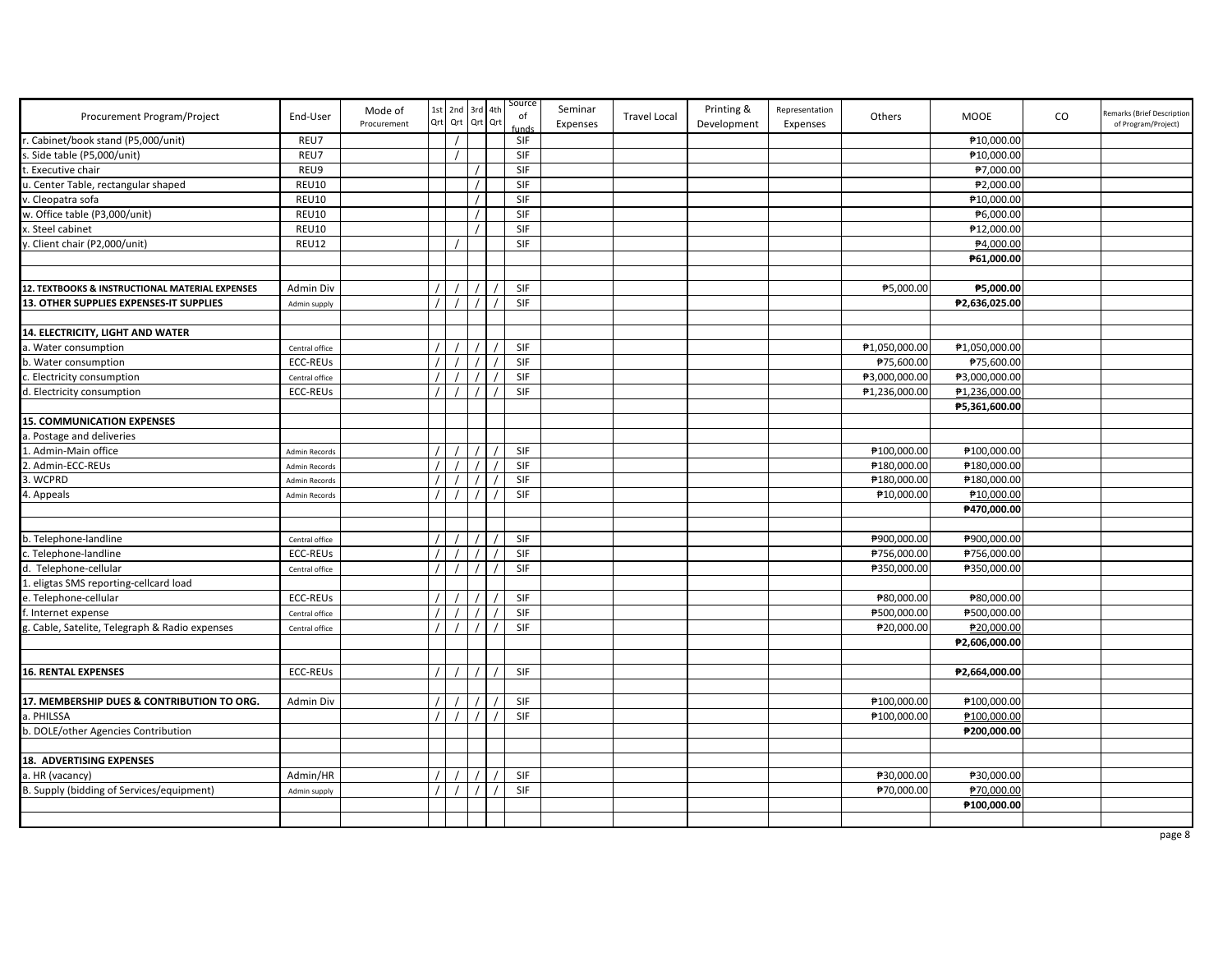| Procurement Program/Project | End-User | Mode of Procurement | 1st Qrt | 2nd Qrt | 3rd Qrt | 4th Qrt | Source of funds | Seminar Expenses | Travel Local | Printing & Development | Representation Expenses | Others | MOOE | CO | Remarks (Brief Description of Program/Project) |
|---|---|---|---|---|---|---|---|---|---|---|---|---|---|---|---|
| r. Cabinet/book stand (P5,000/unit) | REU7 | | | / | | | SIF | | | | | | ₱10,000.00 | | |
| s. Side table (P5,000/unit) | REU7 | | | / | | | SIF | | | | | | ₱10,000.00 | | |
| t. Executive chair | REU9 | | | | / | | SIF | | | | | | ₱7,000.00 | | |
| u. Center Table, rectangular shaped | REU10 | | | | / | | SIF | | | | | | ₱2,000.00 | | |
| v. Cleopatra sofa | REU10 | | | | / | | SIF | | | | | | ₱10,000.00 | | |
| w. Office table (P3,000/unit) | REU10 | | | | / | | SIF | | | | | | ₱6,000.00 | | |
| x. Steel cabinet | REU10 | | | | / | | SIF | | | | | | ₱12,000.00 | | |
| y. Client chair (P2,000/unit) | REU12 | | | / | | | SIF | | | | | | ₱4,000.00 | | |
| | | | | | | | | | | | | | **₱61,000.00** | | |
| | | | | | | | | | | | | | | | |
| **12. TEXTBOOKS & INSTRUCTIONAL MATERIAL EXPENSES** | Admin Div | | / | / | / | / | SIF | | | | | ₱5,000.00 | **₱5,000.00** | | |
| **13. OTHER SUPPLIES EXPENSES-IT SUPPLIES** | Admin supply | | / | / | / | / | SIF | | | | | | **₱2,636,025.00** | | |
| | | | | | | | | | | | | | | | |
| **14. ELECTRICITY, LIGHT AND WATER** | | | | | | | | | | | | | | | |
| a. Water consumption | Central office | | / | / | / | / | SIF | | | | | ₱1,050,000.00 | ₱1,050,000.00 | | |
| b. Water consumption | ECC-REUs | | / | / | / | / | SIF | | | | | ₱75,600.00 | ₱75,600.00 | | |
| c. Electricity consumption | Central office | | / | / | / | / | SIF | | | | | ₱3,000,000.00 | ₱3,000,000.00 | | |
| d. Electricity consumption | ECC-REUs | | / | / | / | / | SIF | | | | | ₱1,236,000.00 | ₱1,236,000.00 | | |
| | | | | | | | | | | | | | **₱5,361,600.00** | | |
| **15. COMMUNICATION EXPENSES** | | | | | | | | | | | | | | | |
| a. Postage and deliveries | | | | | | | | | | | | | | | |
| 1. Admin-Main office | Admin Records | | / | / | / | / | SIF | | | | | ₱100,000.00 | ₱100,000.00 | | |
| 2. Admin-ECC-REUs | Admin Records | | / | / | / | / | SIF | | | | | ₱180,000.00 | ₱180,000.00 | | |
| 3. WCPRD | Admin Records | | / | / | / | / | SIF | | | | | ₱180,000.00 | ₱180,000.00 | | |
| 4. Appeals | Admin Records | | / | / | / | / | SIF | | | | | ₱10,000.00 | ₱10,000.00 | | |
| | | | | | | | | | | | | | **₱470,000.00** | | |
| | | | | | | | | | | | | | | | |
| b. Telephone-landline | Central office | | / | / | / | / | SIF | | | | | ₱900,000.00 | ₱900,000.00 | | |
| c. Telephone-landline | ECC-REUs | | / | / | / | / | SIF | | | | | ₱756,000.00 | ₱756,000.00 | | |
| d. Telephone-cellular | Central office | | / | / | / | / | SIF | | | | | ₱350,000.00 | ₱350,000.00 | | |
| 1. eligtas SMS reporting-cellcard load | | | | | | | | | | | | | | | |
| e. Telephone-cellular | ECC-REUs | | / | / | / | / | SIF | | | | | ₱80,000.00 | ₱80,000.00 | | |
| f. Internet expense | Central office | | / | / | / | / | SIF | | | | | ₱500,000.00 | ₱500,000.00 | | |
| g. Cable, Satelite, Telegraph & Radio expenses | Central office | | / | / | / | / | SIF | | | | | ₱20,000.00 | ₱20,000.00 | | |
| | | | | | | | | | | | | | **₱2,606,000.00** | | |
| | | | | | | | | | | | | | | | |
| **16. RENTAL EXPENSES** | ECC-REUs | | / | / | / | / | SIF | | | | | | **₱2,664,000.00** | | |
| | | | | | | | | | | | | | | | |
| **17. MEMBERSHIP DUES & CONTRIBUTION TO ORG.** | Admin Div | | / | / | / | / | SIF | | | | | ₱100,000.00 | ₱100,000.00 | | |
| a. PHILSSA | | | / | / | / | / | SIF | | | | | ₱100,000.00 | ₱100,000.00 | | |
| b. DOLE/other Agencies Contribution | | | | | | | | | | | | | **₱200,000.00** | | |
| | | | | | | | | | | | | | | | |
| **18. ADVERTISING EXPENSES** | | | | | | | | | | | | | | | |
| a. HR (vacancy) | Admin/HR | | / | / | / | / | SIF | | | | | ₱30,000.00 | ₱30,000.00 | | |
| B. Supply (bidding of Services/equipment) | Admin supply | | / | / | / | / | SIF | | | | | ₱70,000.00 | ₱70,000.00 | | |
| | | | | | | | | | | | | | **₱100,000.00** | | |
| | | | | | | | | | | | | | | | |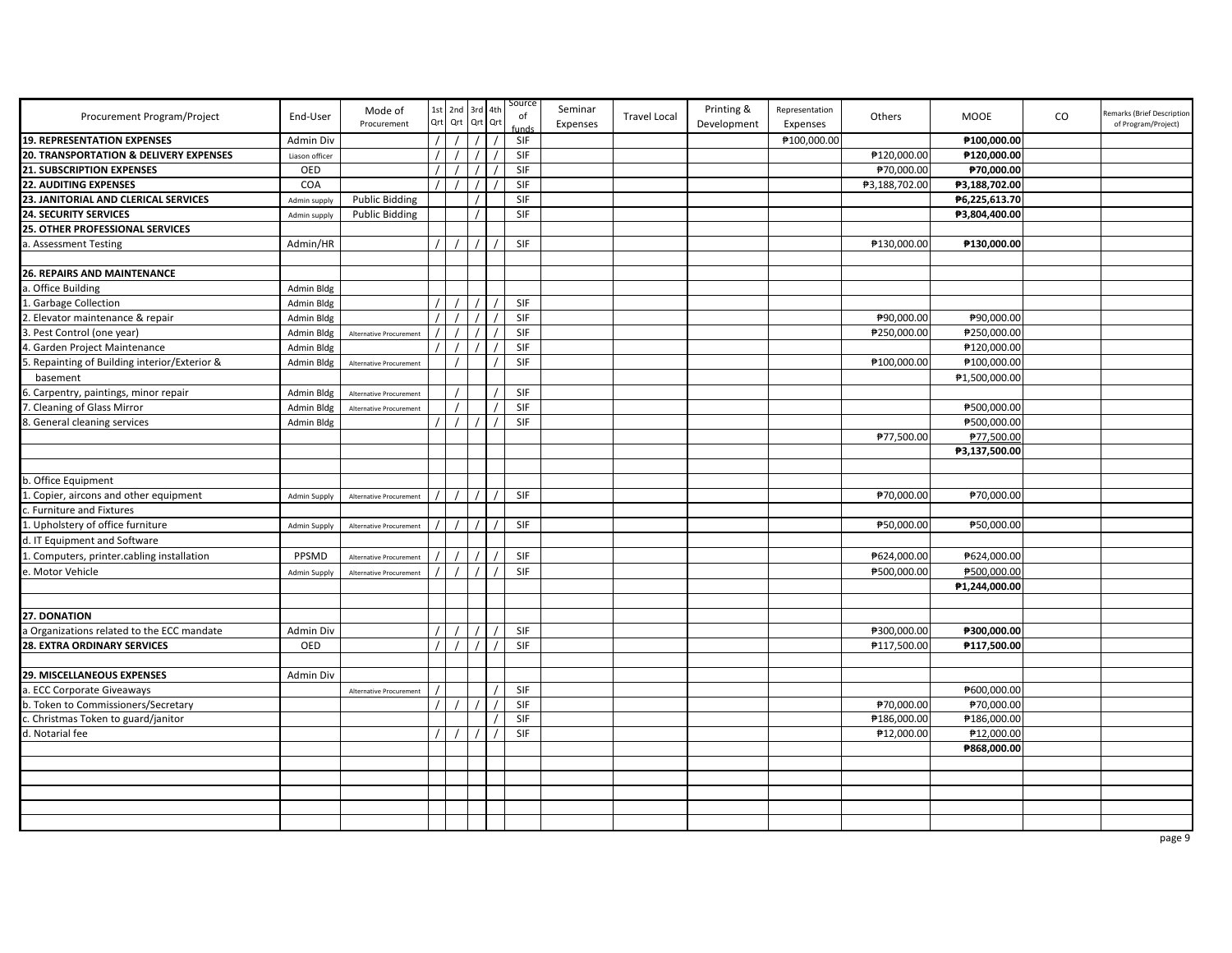| Procurement Program/Project | End-User | Mode of Procurement | 1st Qrt | 2nd Qrt | 3rd Qrt | 4th Qrt | Source of funds | Seminar Expenses | Travel Local | Printing & Development | Representation Expenses | Others | MOOE | CO | Remarks (Brief Description of Program/Project) |
|---|---|---|---|---|---|---|---|---|---|---|---|---|---|---|---|
| **19. REPRESENTATION EXPENSES** | Admin Div | | / | / | / | / | SIF | | | | ₱100,000.00 | | **₱100,000.00** | | |
| **20. TRANSPORTATION & DELIVERY EXPENSES** | Liason officer | | / | / | / | / | SIF | | | | | ₱120,000.00 | **₱120,000.00** | | |
| **21. SUBSCRIPTION EXPENSES** | OED | | / | / | / | / | SIF | | | | | ₱70,000.00 | **₱70,000.00** | | |
| **22. AUDITING EXPENSES** | COA | | / | / | / | / | SIF | | | | | ₱3,188,702.00 | **₱3,188,702.00** | | |
| **23. JANITORIAL AND CLERICAL SERVICES** | Admin supply | Public Bidding | | | / | | SIF | | | | | | **₱6,225,613.70** | | |
| **24. SECURITY SERVICES** | Admin supply | Public Bidding | | | / | | SIF | | | | | | **₱3,804,400.00** | | |
| **25. OTHER PROFESSIONAL SERVICES** | | | | | | | | | | | | | | | |
| a. Assessment Testing | Admin/HR | | / | / | / | / | SIF | | | | | ₱130,000.00 | **₱130,000.00** | | |
| | | | | | | | | | | | | | | | |
| **26. REPAIRS AND MAINTENANCE** | | | | | | | | | | | | | | | |
| a. Office Building | Admin Bldg | | | | | | | | | | | | | | |
| 1. Garbage Collection | Admin Bldg | | / | / | / | / | SIF | | | | | | | | |
| 2. Elevator maintenance & repair | Admin Bldg | | / | / | / | / | SIF | | | | | ₱90,000.00 | ₱90,000.00 | | |
| 3. Pest Control (one year) | Admin Bldg | Alternative Procurement | / | / | / | / | SIF | | | | | ₱250,000.00 | ₱250,000.00 | | |
| 4. Garden Project Maintenance | Admin Bldg | | / | / | / | / | SIF | | | | | | ₱120,000.00 | | |
| 5. Repainting of Building interior/Exterior & basement | Admin Bldg | Alternative Procurement | | / | | / | SIF | | | | | ₱100,000.00 | ₱100,000.00 | | |
| | | | | | | | | | | | | | ₱1,500,000.00 | | |
| 6. Carpentry, paintings, minor repair | Admin Bldg | Alternative Procurement | | / | | / | SIF | | | | | | | | |
| 7. Cleaning of Glass Mirror | Admin Bldg | Alternative Procurement | | / | | / | SIF | | | | | | ₱500,000.00 | | |
| 8. General cleaning services | Admin Bldg | | / | / | / | / | SIF | | | | | | ₱500,000.00 | | |
| | | | | | | | | | | | | ₱77,500.00 | ₱77,500.00 | | |
| | | | | | | | | | | | | | **₱3,137,500.00** | | |
| | | | | | | | | | | | | | | | |
| b. Office Equipment | | | | | | | | | | | | | | | |
| 1. Copier, aircons and other equipment | Admin Supply | Alternative Procurement | / | / | / | / | SIF | | | | | ₱70,000.00 | ₱70,000.00 | | |
| c. Furniture and Fixtures | | | | | | | | | | | | | | | |
| 1. Upholstery of office furniture | Admin Supply | Alternative Procurement | / | / | / | / | SIF | | | | | ₱50,000.00 | ₱50,000.00 | | |
| d. IT Equipment and Software | | | | | | | | | | | | | | | |
| 1. Computers, printer.cabling installation | PPSMD | Alternative Procurement | / | / | / | / | SIF | | | | | ₱624,000.00 | ₱624,000.00 | | |
| e. Motor Vehicle | Admin Supply | Alternative Procurement | / | / | / | / | SIF | | | | | ₱500,000.00 | ₱500,000.00 | | |
| | | | | | | | | | | | | | **₱1,244,000.00** | | |
| | | | | | | | | | | | | | | | |
| **27. DONATION** | | | | | | | | | | | | | | | |
| a Organizations related to the ECC mandate | Admin Div | | / | / | / | / | SIF | | | | | ₱300,000.00 | **₱300,000.00** | | |
| **28. EXTRA ORDINARY SERVICES** | OED | | / | / | / | / | SIF | | | | | ₱117,500.00 | **₱117,500.00** | | |
| | | | | | | | | | | | | | | | |
| **29. MISCELLANEOUS EXPENSES** | Admin Div | | | | | | | | | | | | | | |
| a. ECC Corporate Giveaways | | Alternative Procurement | / | | | / | SIF | | | | | | ₱600,000.00 | | |
| b. Token to Commissioners/Secretary | | | / | / | / | / | SIF | | | | | ₱70,000.00 | ₱70,000.00 | | |
| c. Christmas Token to guard/janitor | | | | | | / | SIF | | | | | ₱186,000.00 | ₱186,000.00 | | |
| d. Notarial fee | | | / | / | / | / | SIF | | | | | ₱12,000.00 | ₱12,000.00 | | |
| | | | | | | | | | | | | | **₱868,000.00** | | |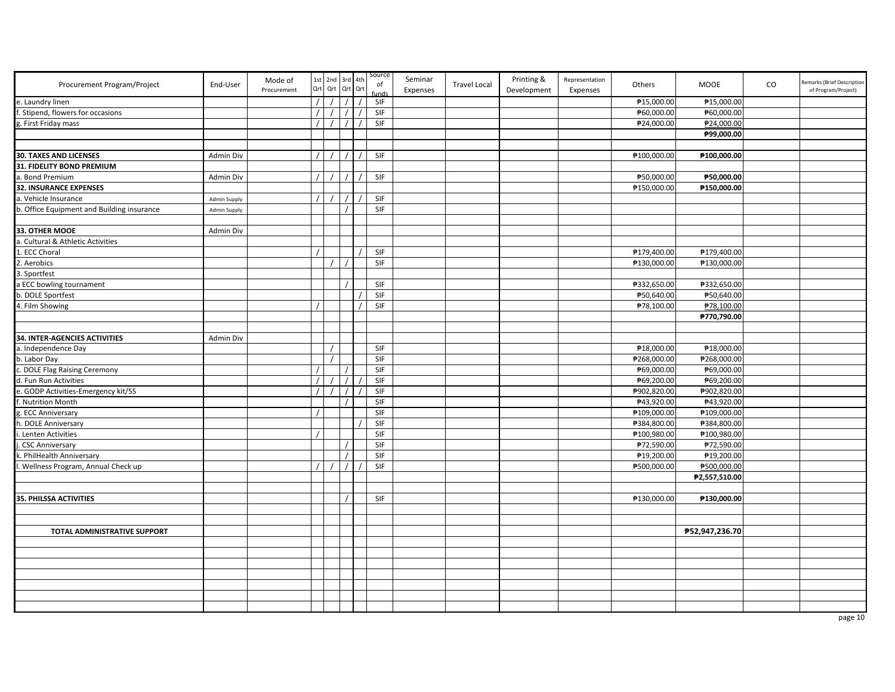| Procurement Program/Project | End-User | Mode of Procurement | 1st Qrt | 2nd Qrt | 3rd Qrt | 4th Qrt | Source of funds | Seminar Expenses | Travel Local | Printing & Development | Representation Expenses | Others | MOOE | CO | Remarks (Brief Description of Program/Project) |
|---|---|---|---|---|---|---|---|---|---|---|---|---|---|---|---|
| e. Laundry linen | | | / | / | / | / | SIF | | | | | ₱15,000.00 | ₱15,000.00 | | |
| f. Stipend, flowers for occasions | | | / | / | / | / | SIF | | | | | ₱60,000.00 | ₱60,000.00 | | |
| g. First Friday mass | | | / | / | / | / | SIF | | | | | ₱24,000.00 | ₱24,000.00 | | |
| | | | | | | | | | | | | | **₱99,000.00** | | |
| | | | | | | | | | | | | | | | |
| **30. TAXES AND LICENSES** | Admin Div | | / | / | / | / | SIF | | | | | ₱100,000.00 | **₱100,000.00** | | |
| **31. FIDELITY BOND PREMIUM** | | | | | | | | | | | | | | | |
| a. Bond Premium | Admin Div | | / | / | / | / | SIF | | | | | ₱50,000.00 | **₱50,000.00** | | |
| **32. INSURANCE EXPENSES** | | | | | | | | | | | | ₱150,000.00 | **₱150,000.00** | | |
| a. Vehicle Insurance | Admin Supply | | / | / | / | / | SIF | | | | | | | | |
| b. Office Equipment and Building insurance | Admin Supply | | | | / | | SIF | | | | | | | | |
| | | | | | | | | | | | | | | | |
| **33. OTHER MOOE** | Admin Div | | | | | | | | | | | | | | |
| a. Cultural & Athletic Activities | | | | | | | | | | | | | | | |
| 1. ECC Choral | | | / | | | / | SIF | | | | | ₱179,400.00 | ₱179,400.00 | | |
| 2. Aerobics | | | | / | / | | SIF | | | | | ₱130,000.00 | ₱130,000.00 | | |
| 3. Sportfest | | | | | | | | | | | | | | | |
| a ECC bowling tournament | | | | | / | | SIF | | | | | ₱332,650.00 | ₱332,650.00 | | |
| b. DOLE Sportfest | | | | | | / | SIF | | | | | ₱50,640.00 | ₱50,640.00 | | |
| 4. Film Showing | | | / | | | / | SIF | | | | | ₱78,100.00 | ₱78,100.00 | | |
| | | | | | | | | | | | | | **₱770,790.00** | | |
| | | | | | | | | | | | | | | | |
| **34. INTER-AGENCIES ACTIVITIES** | Admin Div | | | | | | | | | | | | | | |
| a. Independence Day | | | | / | | | SIF | | | | | ₱18,000.00 | ₱18,000.00 | | |
| b. Labor Day | | | | / | | | SIF | | | | | ₱268,000.00 | ₱268,000.00 | | |
| c. DOLE Flag Raising Ceremony | | | / | | / | | SIF | | | | | ₱69,000.00 | ₱69,000.00 | | |
| d. Fun Run Activities | | | / | / | / | / | SIF | | | | | ₱69,200.00 | ₱69,200.00 | | |
| e. GODP Activities-Emergency kit/5S | | | / | / | / | / | SIF | | | | | ₱902,820.00 | ₱902,820.00 | | |
| f. Nutrition Month | | | | | / | | SIF | | | | | ₱43,920.00 | ₱43,920.00 | | |
| g. ECC Anniversary | | | / | | | | SIF | | | | | ₱109,000.00 | ₱109,000.00 | | |
| h. DOLE Anniversary | | | | | | / | SIF | | | | | ₱384,800.00 | ₱384,800.00 | | |
| i. Lenten Activities | | | / | | | | SIF | | | | | ₱100,980.00 | ₱100,980.00 | | |
| j. CSC Anniversary | | | | | / | | SIF | | | | | ₱72,590.00 | ₱72,590.00 | | |
| k. PhilHealth Anniversary | | | | | / | | SIF | | | | | ₱19,200.00 | ₱19,200.00 | | |
| l. Wellness Program, Annual Check up | | | / | / | / | / | SIF | | | | | ₱500,000.00 | ₱500,000.00 | | |
| | | | | | | | | | | | | | **₱2,557,510.00** | | |
| | | | | | | | | | | | | | | | |
| **35. PHILSSA ACTIVITIES** | | | | | / | | SIF | | | | | ₱130,000.00 | **₱130,000.00** | | |
| | | | | | | | | | | | | | | | |
| | | | | | | | | | | | | | | | |
| **TOTAL ADMINISTRATIVE SUPPORT** | | | | | | | | | | | | | **₱52,947,236.70** | | |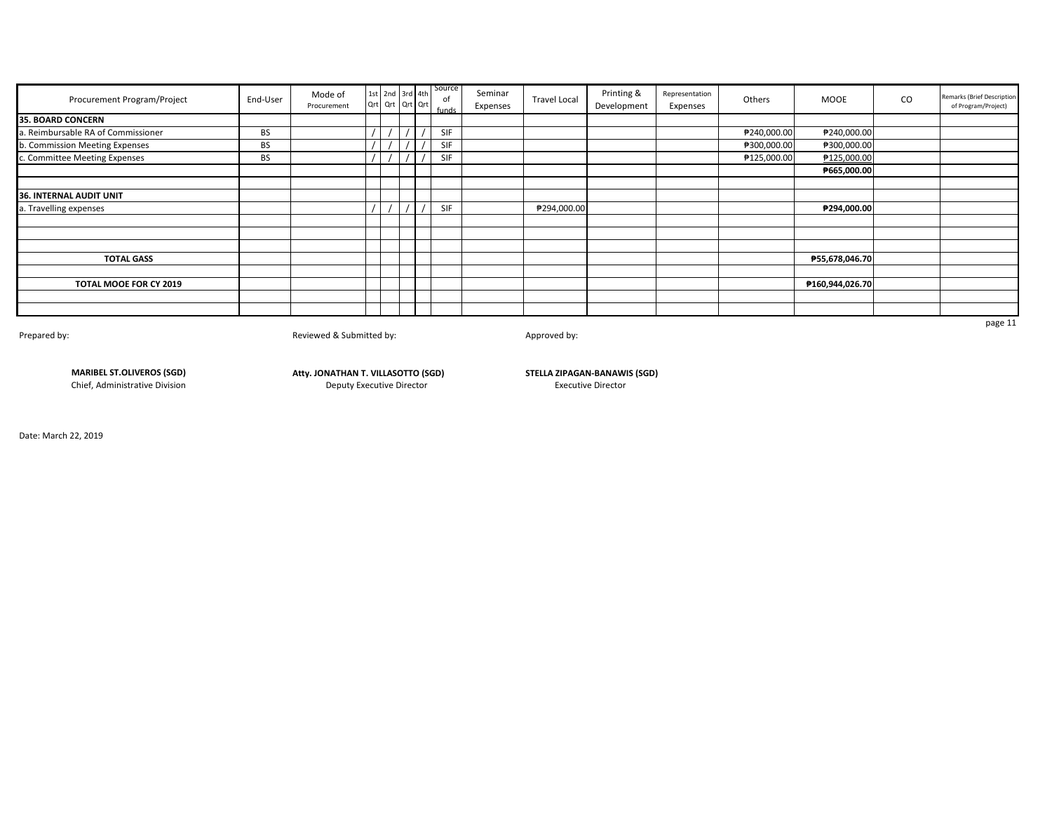| Procurement Program/Project | End-User | Mode of Procurement | 1st Qrt | 2nd Qrt | 3rd Qrt | 4th Qrt | Source of funds | Seminar Expenses | Travel Local | Printing & Development | Representation Expenses | Others | MOOE | CO | Remarks (Brief Description of Program/Project) |
|---|---|---|---|---|---|---|---|---|---|---|---|---|---|---|---|
| **35. BOARD CONCERN** | | | | | | | | | | | | | | | |
| a. Reimbursable RA of Commissioner | BS | | / | / | / | / | SIF | | | | | ₱240,000.00 | ₱240,000.00 | | |
| b. Commission Meeting Expenses | BS | | / | / | / | / | SIF | | | | | ₱300,000.00 | ₱300,000.00 | | |
| c. Committee Meeting Expenses | BS | | / | / | / | / | SIF | | | | | ₱125,000.00 | ₱125,000.00 | | |
| | | | | | | | | | | | | | **₱665,000.00** | | |
| | | | | | | | | | | | | | | | |
| **36. INTERNAL AUDIT UNIT** | | | | | | | | | | | | | | | |
| a. Travelling expenses | | | / | / | / | / | SIF | | ₱294,000.00 | | | | **₱294,000.00** | | |
| | | | | | | | | | | | | | | | |
| | | | | | | | | | | | | | | | |
| | | | | | | | | | | | | | | | |
| **TOTAL GASS** | | | | | | | | | | | | | **₱55,678,046.70** | | |
| | | | | | | | | | | | | | | | |
| **TOTAL MOOE FOR CY 2019** | | | | | | | | | | | | | **₱160,944,026.70** | | |
| | | | | | | | | | | | | | | | |
| | | | | | | | | | | | | | | | |

Prepared by:

**MARIBEL ST.OLIVEROS (SGD)**
Chief, Administrative Division

Reviewed & Submitted by:

**Atty. JONATHAN T. VILLASOTTO (SGD)**
Deputy Executive Director

Approved by:

**STELLA ZIPAGAN-BANAWIS (SGD)**
Executive Director

Date: March 22, 2019